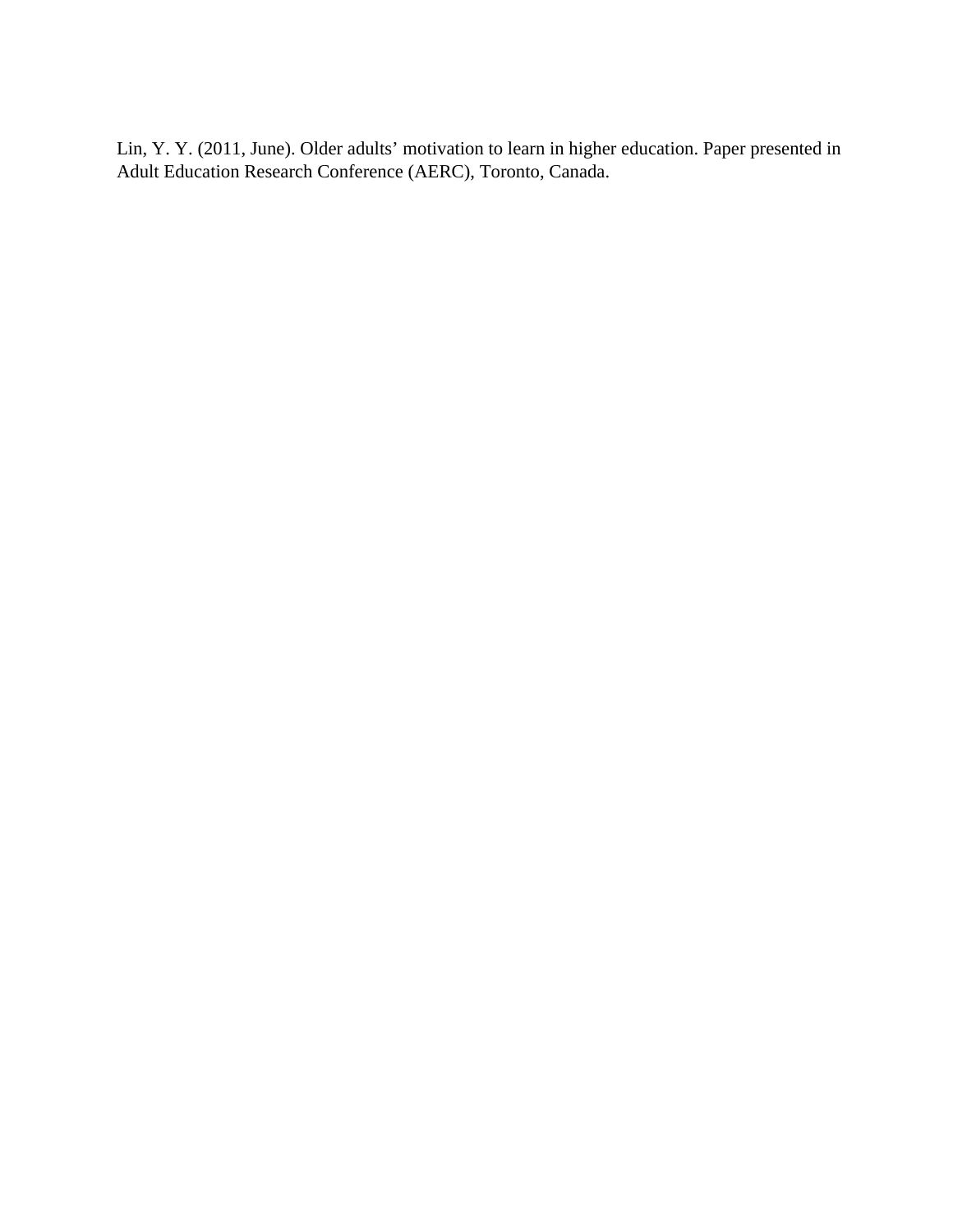Lin, Y. Y. (2011, June). Older adults’ motivation to learn in higher education. Paper presented in Adult Education Research Conference (AERC), Toronto, Canada.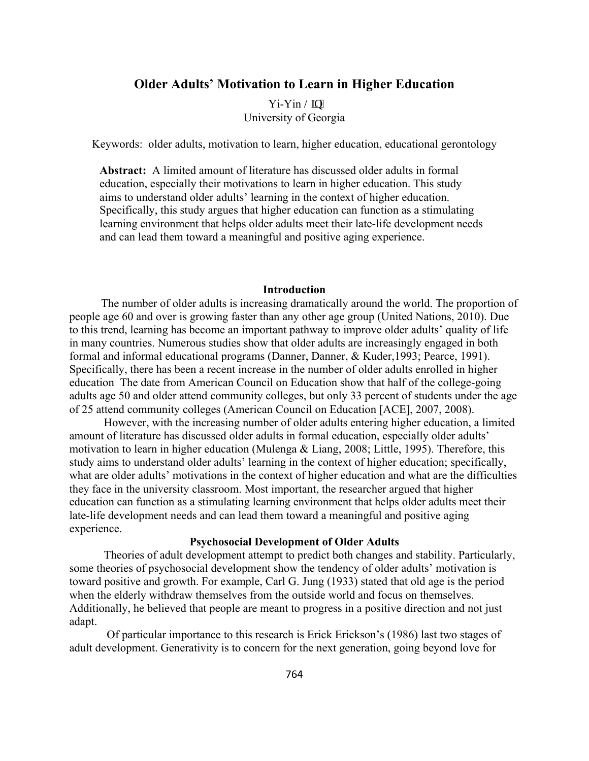# Older Adults' Motivation to Learn in Higher Education

Yi-Yin / IQ
University of Georgia

Keywords: older adults, motivation to learn, higher education, educational gerontology

**Abstract:** A limited amount of literature has discussed older adults in formal education, especially their motivations to learn in higher education. This study aims to understand older adults' learning in the context of higher education. Specifically, this study argues that higher education can function as a stimulating learning environment that helps older adults meet their late-life development needs and can lead them toward a meaningful and positive aging experience.

## Introduction

The number of older adults is increasing dramatically around the world. The proportion of people age 60 and over is growing faster than any other age group (United Nations, 2010). Due to this trend, learning has become an important pathway to improve older adults' quality of life in many countries. Numerous studies show that older adults are increasingly engaged in both formal and informal educational programs (Danner, Danner, & Kuder,1993; Pearce, 1991). Specifically, there has been a recent increase in the number of older adults enrolled in higher education The date from American Council on Education show that half of the college-going adults age 50 and older attend community colleges, but only 33 percent of students under the age of 25 attend community colleges (American Council on Education [ACE], 2007, 2008).

However, with the increasing number of older adults entering higher education, a limited amount of literature has discussed older adults in formal education, especially older adults' motivation to learn in higher education (Mulenga & Liang, 2008; Little, 1995). Therefore, this study aims to understand older adults' learning in the context of higher education; specifically, what are older adults' motivations in the context of higher education and what are the difficulties they face in the university classroom. Most important, the researcher argued that higher education can function as a stimulating learning environment that helps older adults meet their late-life development needs and can lead them toward a meaningful and positive aging experience.

## Psychosocial Development of Older Adults

Theories of adult development attempt to predict both changes and stability. Particularly, some theories of psychosocial development show the tendency of older adults' motivation is toward positive and growth. For example, Carl G. Jung (1933) stated that old age is the period when the elderly withdraw themselves from the outside world and focus on themselves. Additionally, he believed that people are meant to progress in a positive direction and not just adapt.

Of particular importance to this research is Erick Erickson's (1986) last two stages of adult development. Generativity is to concern for the next generation, going beyond love for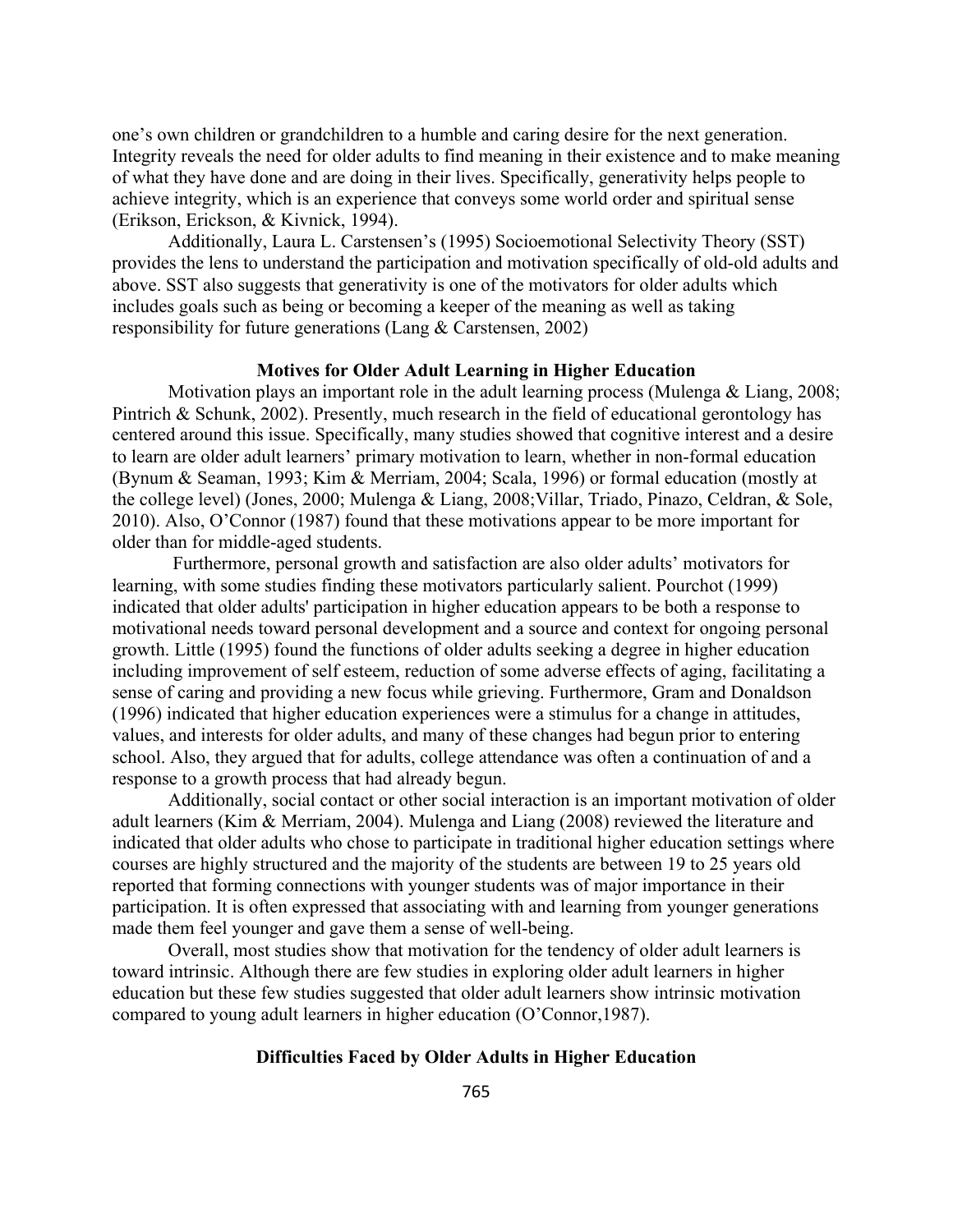one's own children or grandchildren to a humble and caring desire for the next generation. Integrity reveals the need for older adults to find meaning in their existence and to make meaning of what they have done and are doing in their lives. Specifically, generativity helps people to achieve integrity, which is an experience that conveys some world order and spiritual sense (Erikson, Erickson, & Kivnick, 1994).

Additionally, Laura L. Carstensen's (1995) Socioemotional Selectivity Theory (SST) provides the lens to understand the participation and motivation specifically of old-old adults and above. SST also suggests that generativity is one of the motivators for older adults which includes goals such as being or becoming a keeper of the meaning as well as taking responsibility for future generations (Lang & Carstensen, 2002)

### Motives for Older Adult Learning in Higher Education

Motivation plays an important role in the adult learning process (Mulenga & Liang, 2008; Pintrich & Schunk, 2002). Presently, much research in the field of educational gerontology has centered around this issue. Specifically, many studies showed that cognitive interest and a desire to learn are older adult learners' primary motivation to learn, whether in non-formal education (Bynum & Seaman, 1993; Kim & Merriam, 2004; Scala, 1996) or formal education (mostly at the college level) (Jones, 2000; Mulenga & Liang, 2008;Villar, Triado, Pinazo, Celdran, & Sole, 2010). Also, O'Connor (1987) found that these motivations appear to be more important for older than for middle-aged students.

Furthermore, personal growth and satisfaction are also older adults' motivators for learning, with some studies finding these motivators particularly salient. Pourchot (1999) indicated that older adults' participation in higher education appears to be both a response to motivational needs toward personal development and a source and context for ongoing personal growth. Little (1995) found the functions of older adults seeking a degree in higher education including improvement of self esteem, reduction of some adverse effects of aging, facilitating a sense of caring and providing a new focus while grieving. Furthermore, Gram and Donaldson (1996) indicated that higher education experiences were a stimulus for a change in attitudes, values, and interests for older adults, and many of these changes had begun prior to entering school. Also, they argued that for adults, college attendance was often a continuation of and a response to a growth process that had already begun.

Additionally, social contact or other social interaction is an important motivation of older adult learners (Kim & Merriam, 2004). Mulenga and Liang (2008) reviewed the literature and indicated that older adults who chose to participate in traditional higher education settings where courses are highly structured and the majority of the students are between 19 to 25 years old reported that forming connections with younger students was of major importance in their participation. It is often expressed that associating with and learning from younger generations made them feel younger and gave them a sense of well-being.

Overall, most studies show that motivation for the tendency of older adult learners is toward intrinsic. Although there are few studies in exploring older adult learners in higher education but these few studies suggested that older adult learners show intrinsic motivation compared to young adult learners in higher education (O'Connor,1987).

### Difficulties Faced by Older Adults in Higher Education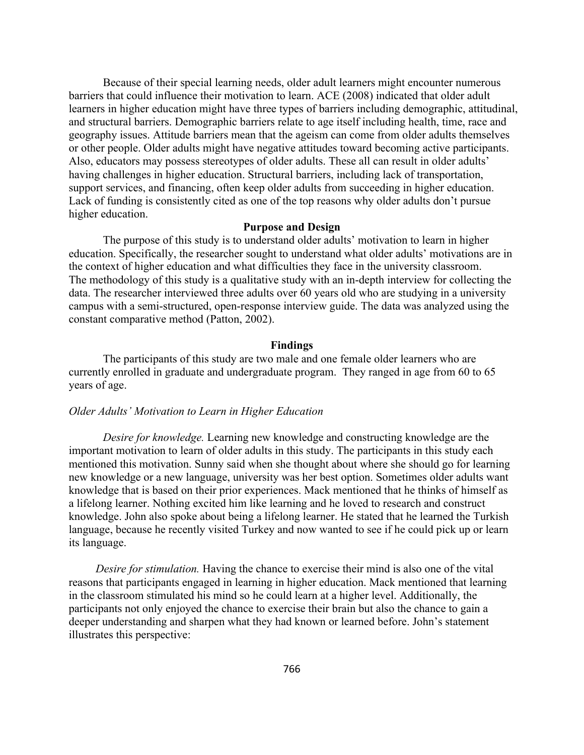Because of their special learning needs, older adult learners might encounter numerous barriers that could influence their motivation to learn. ACE (2008) indicated that older adult learners in higher education might have three types of barriers including demographic, attitudinal, and structural barriers. Demographic barriers relate to age itself including health, time, race and geography issues. Attitude barriers mean that the ageism can come from older adults themselves or other people. Older adults might have negative attitudes toward becoming active participants. Also, educators may possess stereotypes of older adults. These all can result in older adults' having challenges in higher education. Structural barriers, including lack of transportation, support services, and financing, often keep older adults from succeeding in higher education. Lack of funding is consistently cited as one of the top reasons why older adults don't pursue higher education.

## Purpose and Design

The purpose of this study is to understand older adults' motivation to learn in higher education. Specifically, the researcher sought to understand what older adults' motivations are in the context of higher education and what difficulties they face in the university classroom. The methodology of this study is a qualitative study with an in-depth interview for collecting the data. The researcher interviewed three adults over 60 years old who are studying in a university campus with a semi-structured, open-response interview guide. The data was analyzed using the constant comparative method (Patton, 2002).

## Findings

The participants of this study are two male and one female older learners who are currently enrolled in graduate and undergraduate program. They ranged in age from 60 to 65 years of age.

### *Older Adults' Motivation to Learn in Higher Education*

*Desire for knowledge.* Learning new knowledge and constructing knowledge are the important motivation to learn of older adults in this study. The participants in this study each mentioned this motivation. Sunny said when she thought about where she should go for learning new knowledge or a new language, university was her best option. Sometimes older adults want knowledge that is based on their prior experiences. Mack mentioned that he thinks of himself as a lifelong learner. Nothing excited him like learning and he loved to research and construct knowledge. John also spoke about being a lifelong learner. He stated that he learned the Turkish language, because he recently visited Turkey and now wanted to see if he could pick up or learn its language.

*Desire for stimulation.* Having the chance to exercise their mind is also one of the vital reasons that participants engaged in learning in higher education. Mack mentioned that learning in the classroom stimulated his mind so he could learn at a higher level. Additionally, the participants not only enjoyed the chance to exercise their brain but also the chance to gain a deeper understanding and sharpen what they had known or learned before. John's statement illustrates this perspective: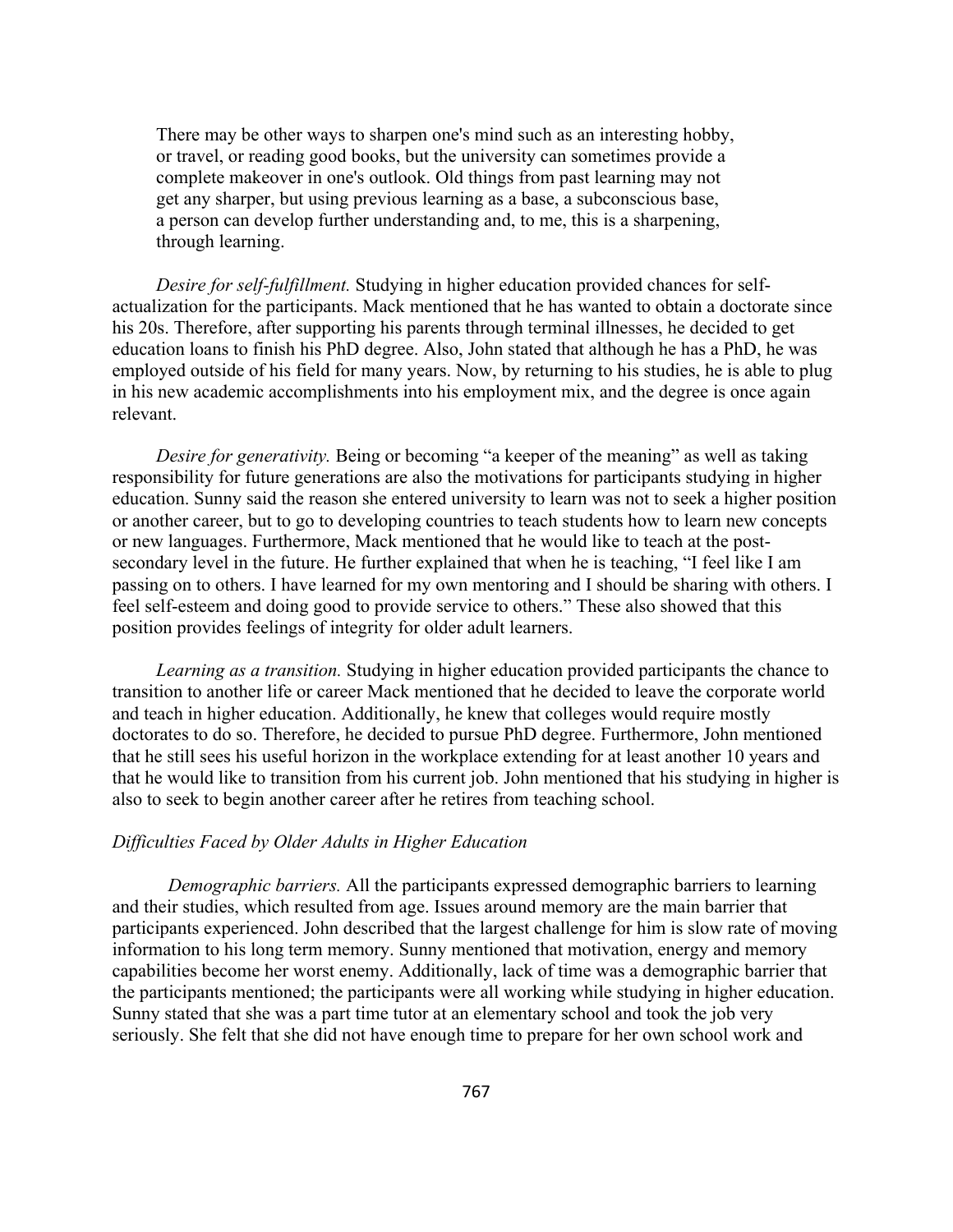> There may be other ways to sharpen one's mind such as an interesting hobby, or travel, or reading good books, but the university can sometimes provide a complete makeover in one's outlook. Old things from past learning may not get any sharper, but using previous learning as a base, a subconscious base, a person can develop further understanding and, to me, this is a sharpening, through learning.

*Desire for self-fulfillment.* Studying in higher education provided chances for self-actualization for the participants. Mack mentioned that he has wanted to obtain a doctorate since his 20s. Therefore, after supporting his parents through terminal illnesses, he decided to get education loans to finish his PhD degree. Also, John stated that although he has a PhD, he was employed outside of his field for many years. Now, by returning to his studies, he is able to plug in his new academic accomplishments into his employment mix, and the degree is once again relevant.

*Desire for generativity.* Being or becoming "a keeper of the meaning" as well as taking responsibility for future generations are also the motivations for participants studying in higher education. Sunny said the reason she entered university to learn was not to seek a higher position or another career, but to go to developing countries to teach students how to learn new concepts or new languages. Furthermore, Mack mentioned that he would like to teach at the post-secondary level in the future. He further explained that when he is teaching, "I feel like I am passing on to others. I have learned for my own mentoring and I should be sharing with others. I feel self-esteem and doing good to provide service to others." These also showed that this position provides feelings of integrity for older adult learners.

*Learning as a transition.* Studying in higher education provided participants the chance to transition to another life or career Mack mentioned that he decided to leave the corporate world and teach in higher education. Additionally, he knew that colleges would require mostly doctorates to do so. Therefore, he decided to pursue PhD degree. Furthermore, John mentioned that he still sees his useful horizon in the workplace extending for at least another 10 years and that he would like to transition from his current job. John mentioned that his studying in higher is also to seek to begin another career after he retires from teaching school.

### *Difficulties Faced by Older Adults in Higher Education*

*Demographic barriers.* All the participants expressed demographic barriers to learning and their studies, which resulted from age. Issues around memory are the main barrier that participants experienced. John described that the largest challenge for him is slow rate of moving information to his long term memory. Sunny mentioned that motivation, energy and memory capabilities become her worst enemy. Additionally, lack of time was a demographic barrier that the participants mentioned; the participants were all working while studying in higher education. Sunny stated that she was a part time tutor at an elementary school and took the job very seriously. She felt that she did not have enough time to prepare for her own school work and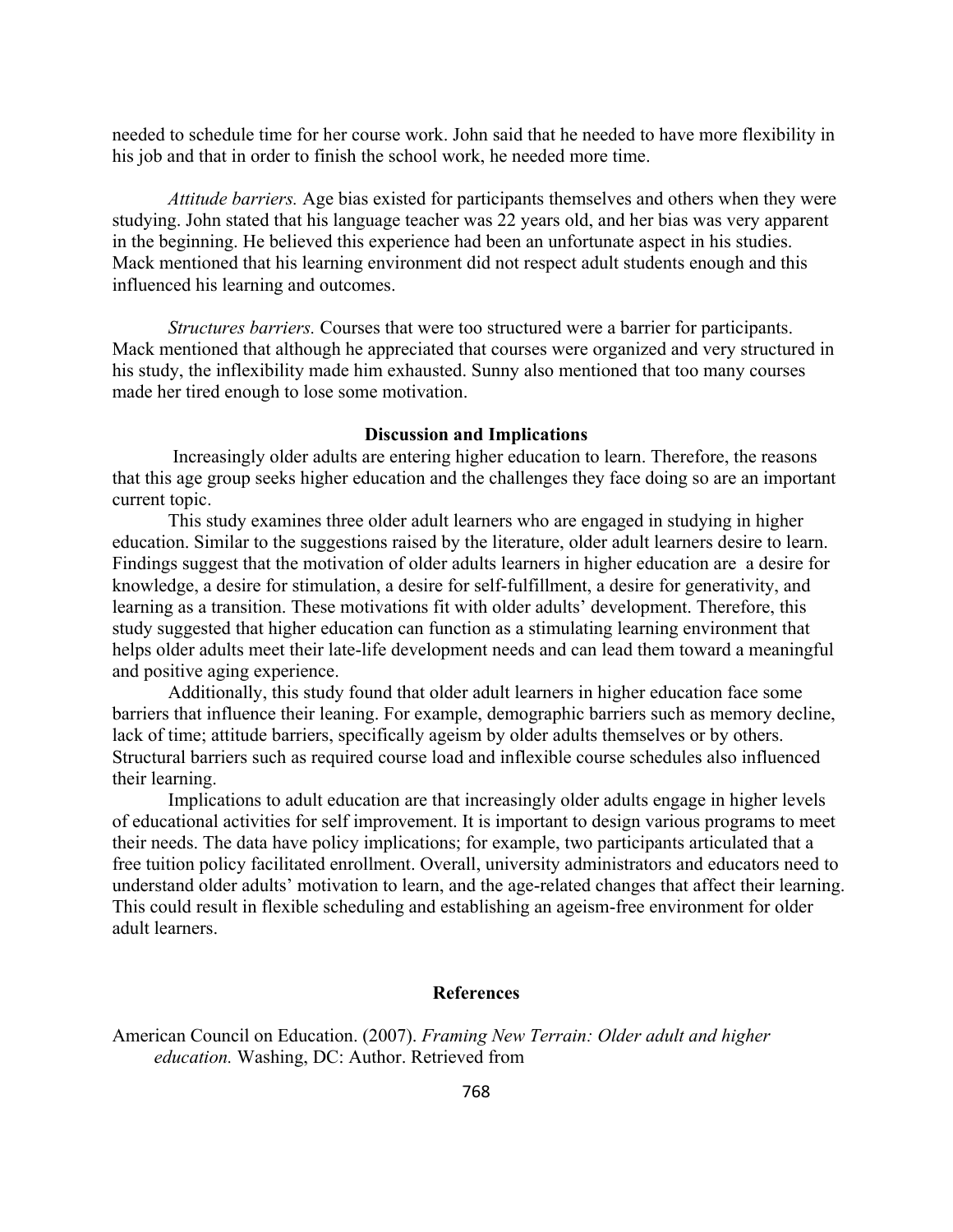needed to schedule time for her course work. John said that he needed to have more flexibility in his job and that in order to finish the school work, he needed more time.

*Attitude barriers.* Age bias existed for participants themselves and others when they were studying. John stated that his language teacher was 22 years old, and her bias was very apparent in the beginning. He believed this experience had been an unfortunate aspect in his studies. Mack mentioned that his learning environment did not respect adult students enough and this influenced his learning and outcomes.

*Structures barriers.* Courses that were too structured were a barrier for participants. Mack mentioned that although he appreciated that courses were organized and very structured in his study, the inflexibility made him exhausted. Sunny also mentioned that too many courses made her tired enough to lose some motivation.

## Discussion and Implications

Increasingly older adults are entering higher education to learn. Therefore, the reasons that this age group seeks higher education and the challenges they face doing so are an important current topic.

This study examines three older adult learners who are engaged in studying in higher education. Similar to the suggestions raised by the literature, older adult learners desire to learn. Findings suggest that the motivation of older adults learners in higher education are a desire for knowledge, a desire for stimulation, a desire for self-fulfillment, a desire for generativity, and learning as a transition. These motivations fit with older adults' development. Therefore, this study suggested that higher education can function as a stimulating learning environment that helps older adults meet their late-life development needs and can lead them toward a meaningful and positive aging experience.

Additionally, this study found that older adult learners in higher education face some barriers that influence their leaning. For example, demographic barriers such as memory decline, lack of time; attitude barriers, specifically ageism by older adults themselves or by others. Structural barriers such as required course load and inflexible course schedules also influenced their learning.

Implications to adult education are that increasingly older adults engage in higher levels of educational activities for self improvement. It is important to design various programs to meet their needs. The data have policy implications; for example, two participants articulated that a free tuition policy facilitated enrollment. Overall, university administrators and educators need to understand older adults' motivation to learn, and the age-related changes that affect their learning. This could result in flexible scheduling and establishing an ageism-free environment for older adult learners.

## References

American Council on Education. (2007). *Framing New Terrain: Older adult and higher education.* Washing, DC: Author. Retrieved from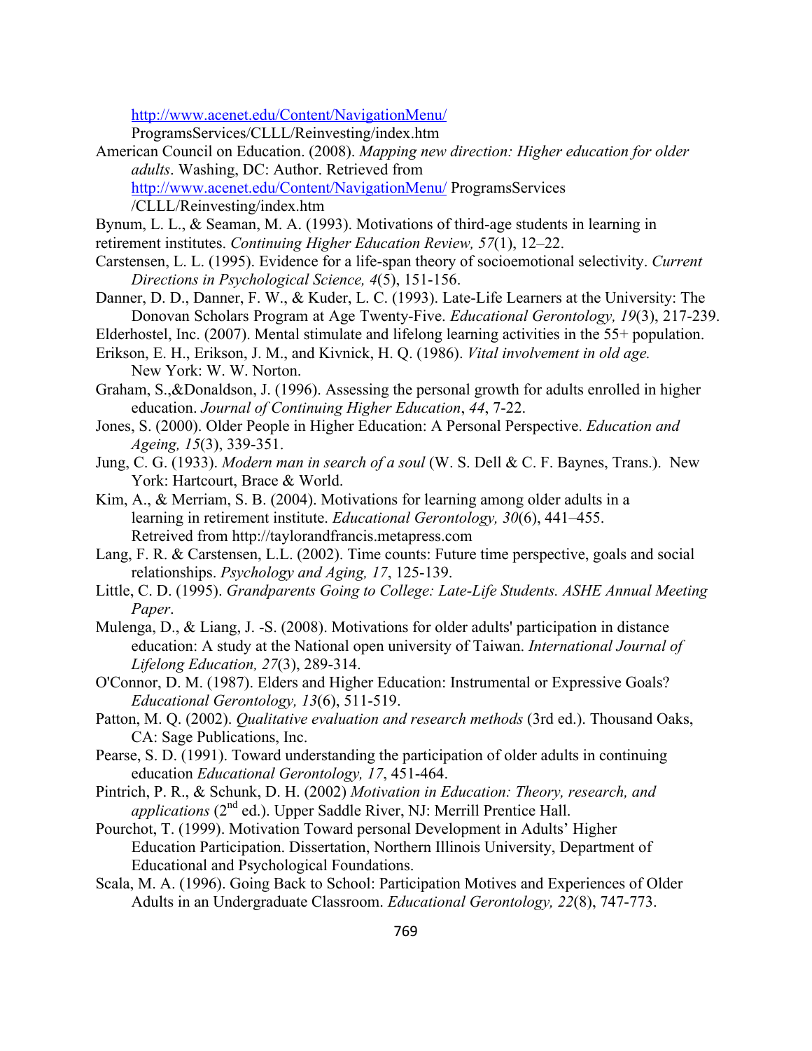http://www.acenet.edu/Content/NavigationMenu/
ProgramsServices/CLLL/Reinvesting/index.htm

American Council on Education. (2008). *Mapping new direction: Higher education for older adults*. Washing, DC: Author. Retrieved from http://www.acenet.edu/Content/NavigationMenu/ ProgramsServices /CLLL/Reinvesting/index.htm

Bynum, L. L., & Seaman, M. A. (1993). Motivations of third-age students in learning in retirement institutes. *Continuing Higher Education Review, 57*(1), 12–22.

Carstensen, L. L. (1995). Evidence for a life-span theory of socioemotional selectivity. *Current Directions in Psychological Science, 4*(5), 151-156.

Danner, D. D., Danner, F. W., & Kuder, L. C. (1993). Late-Life Learners at the University: The Donovan Scholars Program at Age Twenty-Five. *Educational Gerontology, 19*(3), 217-239.

Elderhostel, Inc. (2007). Mental stimulate and lifelong learning activities in the 55+ population.

Erikson, E. H., Erikson, J. M., and Kivnick, H. Q. (1986). *Vital involvement in old age.* New York: W. W. Norton.

Graham, S.,&Donaldson, J. (1996). Assessing the personal growth for adults enrolled in higher education. *Journal of Continuing Higher Education*, *44*, 7-22.

Jones, S. (2000). Older People in Higher Education: A Personal Perspective. *Education and Ageing, 15*(3), 339-351.

Jung, C. G. (1933). *Modern man in search of a soul* (W. S. Dell & C. F. Baynes, Trans.). New York: Hartcourt, Brace & World.

Kim, A., & Merriam, S. B. (2004). Motivations for learning among older adults in a learning in retirement institute. *Educational Gerontology, 30*(6), 441–455. Retreived from http://taylorandfrancis.metapress.com

Lang, F. R. & Carstensen, L.L. (2002). Time counts: Future time perspective, goals and social relationships. *Psychology and Aging, 17*, 125-139.

Little, C. D. (1995). *Grandparents Going to College: Late-Life Students. ASHE Annual Meeting Paper*.

Mulenga, D., & Liang, J. -S. (2008). Motivations for older adults' participation in distance education: A study at the National open university of Taiwan. *International Journal of Lifelong Education, 27*(3), 289-314.

O'Connor, D. M. (1987). Elders and Higher Education: Instrumental or Expressive Goals? *Educational Gerontology, 13*(6), 511-519.

Patton, M. Q. (2002). *Qualitative evaluation and research methods* (3rd ed.). Thousand Oaks, CA: Sage Publications, Inc.

Pearse, S. D. (1991). Toward understanding the participation of older adults in continuing education *Educational Gerontology, 17*, 451-464.

Pintrich, P. R., & Schunk, D. H. (2002) *Motivation in Education: Theory, research, and applications* (2nd ed.). Upper Saddle River, NJ: Merrill Prentice Hall.

Pourchot, T. (1999). Motivation Toward personal Development in Adults' Higher Education Participation. Dissertation, Northern Illinois University, Department of Educational and Psychological Foundations.

Scala, M. A. (1996). Going Back to School: Participation Motives and Experiences of Older Adults in an Undergraduate Classroom. *Educational Gerontology, 22*(8), 747-773.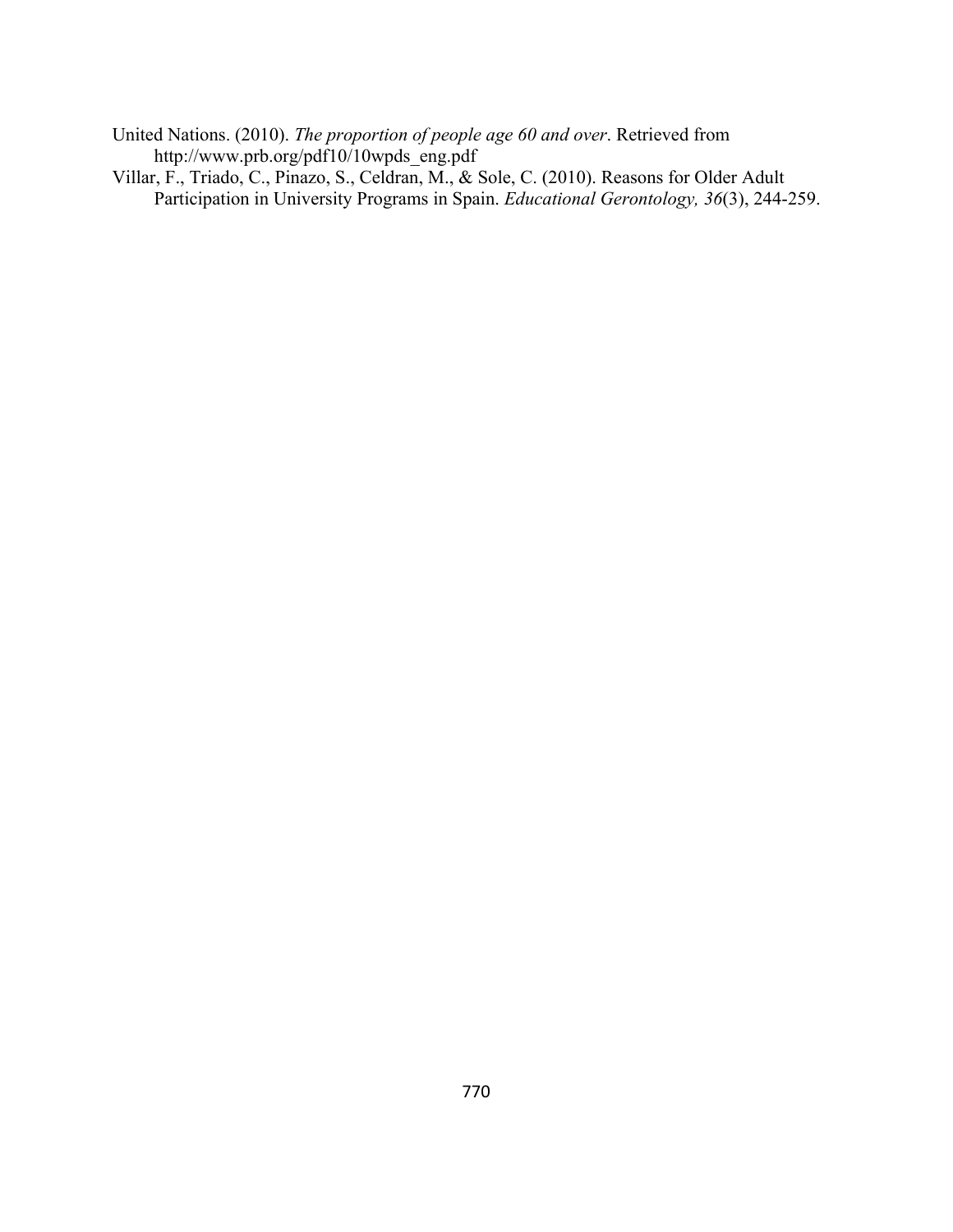United Nations. (2010). *The proportion of people age 60 and over*. Retrieved from http://www.prb.org/pdf10/10wpds_eng.pdf

Villar, F., Triado, C., Pinazo, S., Celdran, M., & Sole, C. (2010). Reasons for Older Adult Participation in University Programs in Spain. *Educational Gerontology, 36*(3), 244-259.